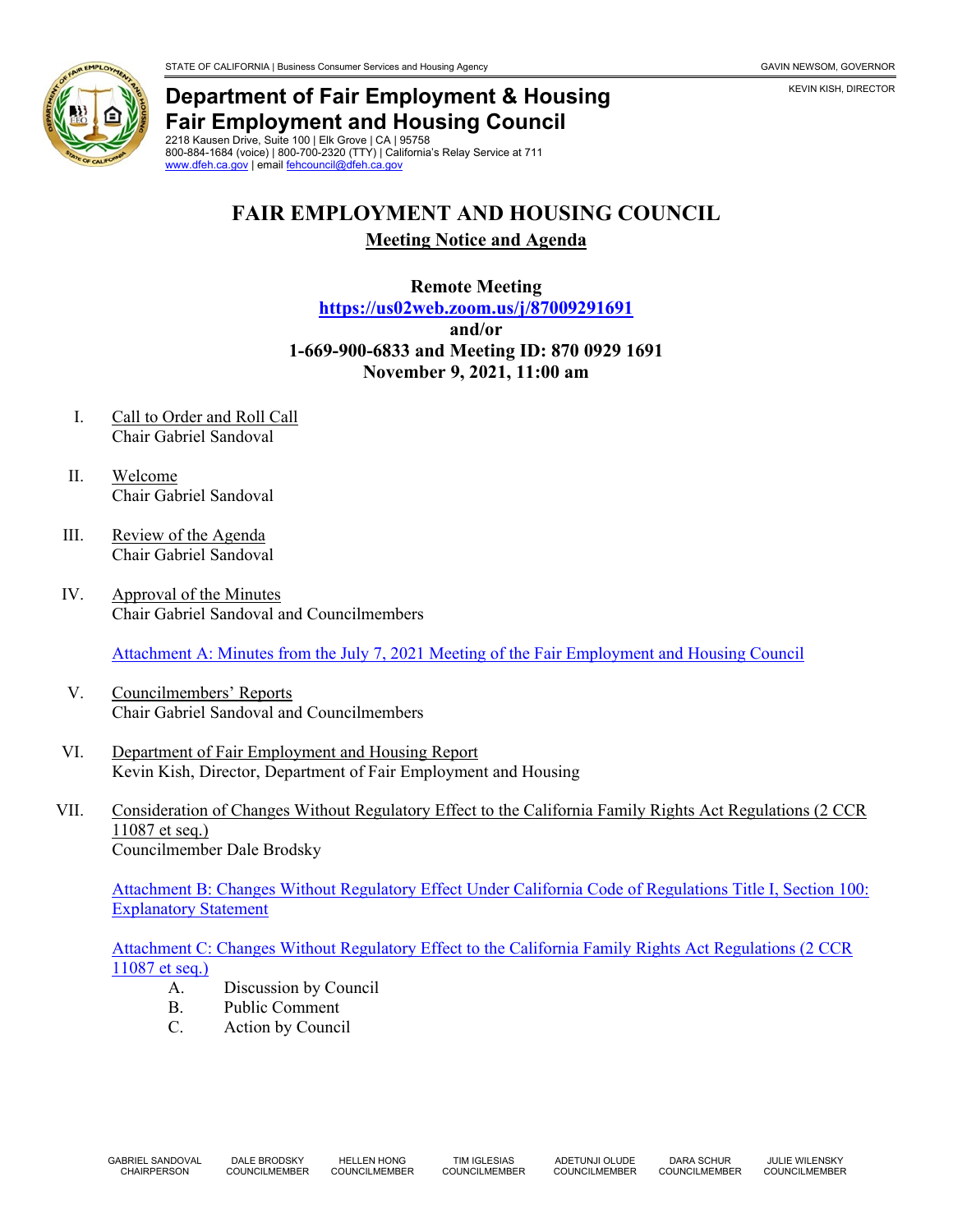STATE OF CALIFORNIA | Business Consumer Services and Housing Agency GAVIN NEWSOM, GOVERNOR

KEVIN KISH, DIRECTOR

# Department of Fair Employment & Housing
# Fair Employment and Housing Council

2218 Kausen Drive, Suite 100 | Elk Grove | CA | 95758
800-884-1684 (voice) | 800-700-2320 (TTY) | California's Relay Service at 711
www.dfeh.ca.gov | email fehcouncil@dfeh.ca.gov

## FAIR EMPLOYMENT AND HOUSING COUNCIL

**Meeting Notice and Agenda**

**Remote Meeting**
**https://us02web.zoom.us/j/87009291691**
**and/or**
**1-669-900-6833 and Meeting ID: 870 0929 1691**
**November 9, 2021, 11:00 am**

I. Call to Order and Roll Call
Chair Gabriel Sandoval

II. Welcome
Chair Gabriel Sandoval

III. Review of the Agenda
Chair Gabriel Sandoval

IV. Approval of the Minutes
Chair Gabriel Sandoval and Councilmembers

Attachment A: Minutes from the July 7, 2021 Meeting of the Fair Employment and Housing Council

V. Councilmembers' Reports
Chair Gabriel Sandoval and Councilmembers

VI. Department of Fair Employment and Housing Report
Kevin Kish, Director, Department of Fair Employment and Housing

VII. Consideration of Changes Without Regulatory Effect to the California Family Rights Act Regulations (2 CCR 11087 et seq.)
Councilmember Dale Brodsky

Attachment B: Changes Without Regulatory Effect Under California Code of Regulations Title I, Section 100: Explanatory Statement

Attachment C: Changes Without Regulatory Effect to the California Family Rights Act Regulations (2 CCR 11087 et seq.)

A. Discussion by Council
B. Public Comment
C. Action by Council

GABRIEL SANDOVAL CHAIRPERSON | DALE BRODSKY COUNCILMEMBER | HELLEN HONG COUNCILMEMBER | TIM IGLESIAS COUNCILMEMBER | ADETUNJI OLUDE COUNCILMEMBER | DARA SCHUR COUNCILMEMBER | JULIE WILENSKY COUNCILMEMBER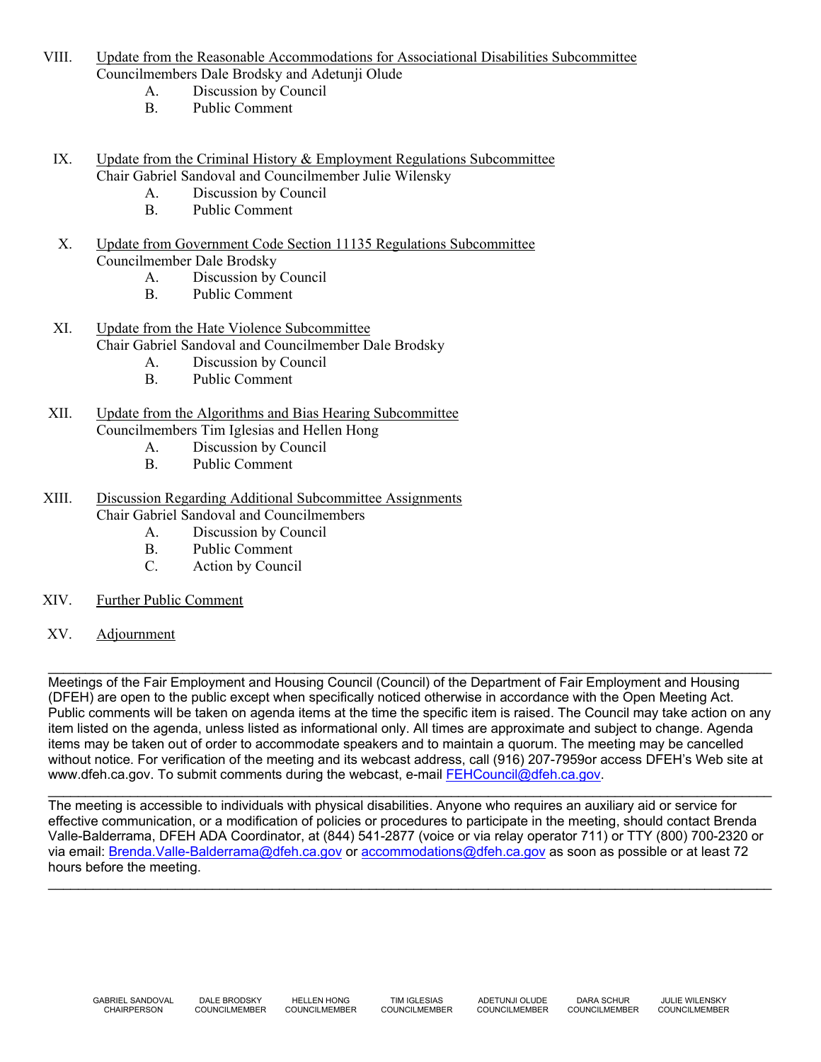VIII. Update from the Reasonable Accommodations for Associational Disabilities Subcommittee
Councilmembers Dale Brodsky and Adetunji Olude

A. Discussion by Council
B. Public Comment

IX. Update from the Criminal History & Employment Regulations Subcommittee
Chair Gabriel Sandoval and Councilmember Julie Wilensky

A. Discussion by Council
B. Public Comment

X. Update from Government Code Section 11135 Regulations Subcommittee
Councilmember Dale Brodsky

A. Discussion by Council
B. Public Comment

XI. Update from the Hate Violence Subcommittee
Chair Gabriel Sandoval and Councilmember Dale Brodsky

A. Discussion by Council
B. Public Comment

XII. Update from the Algorithms and Bias Hearing Subcommittee
Councilmembers Tim Iglesias and Hellen Hong

A. Discussion by Council
B. Public Comment

XIII. Discussion Regarding Additional Subcommittee Assignments
Chair Gabriel Sandoval and Councilmembers

A. Discussion by Council
B. Public Comment
C. Action by Council

XIV. Further Public Comment

XV. Adjournment

---

Meetings of the Fair Employment and Housing Council (Council) of the Department of Fair Employment and Housing (DFEH) are open to the public except when specifically noticed otherwise in accordance with the Open Meeting Act. Public comments will be taken on agenda items at the time the specific item is raised. The Council may take action on any item listed on the agenda, unless listed as informational only. All times are approximate and subject to change. Agenda items may be taken out of order to accommodate speakers and to maintain a quorum. The meeting may be cancelled without notice. For verification of the meeting and its webcast address, call (916) 207-7959or access DFEH's Web site at www.dfeh.ca.gov. To submit comments during the webcast, e-mail FEHCouncil@dfeh.ca.gov.

---

The meeting is accessible to individuals with physical disabilities. Anyone who requires an auxiliary aid or service for effective communication, or a modification of policies or procedures to participate in the meeting, should contact Brenda Valle-Balderrama, DFEH ADA Coordinator, at (844) 541-2877 (voice or via relay operator 711) or TTY (800) 700-2320 or via email: Brenda.Valle-Balderrama@dfeh.ca.gov or accommodations@dfeh.ca.gov as soon as possible or at least 72 hours before the meeting.

---

GABRIEL SANDOVAL CHAIRPERSON | DALE BRODSKY COUNCILMEMBER | HELLEN HONG COUNCILMEMBER | TIM IGLESIAS COUNCILMEMBER | ADETUNJI OLUDE COUNCILMEMBER | DARA SCHUR COUNCILMEMBER | JULIE WILENSKY COUNCILMEMBER